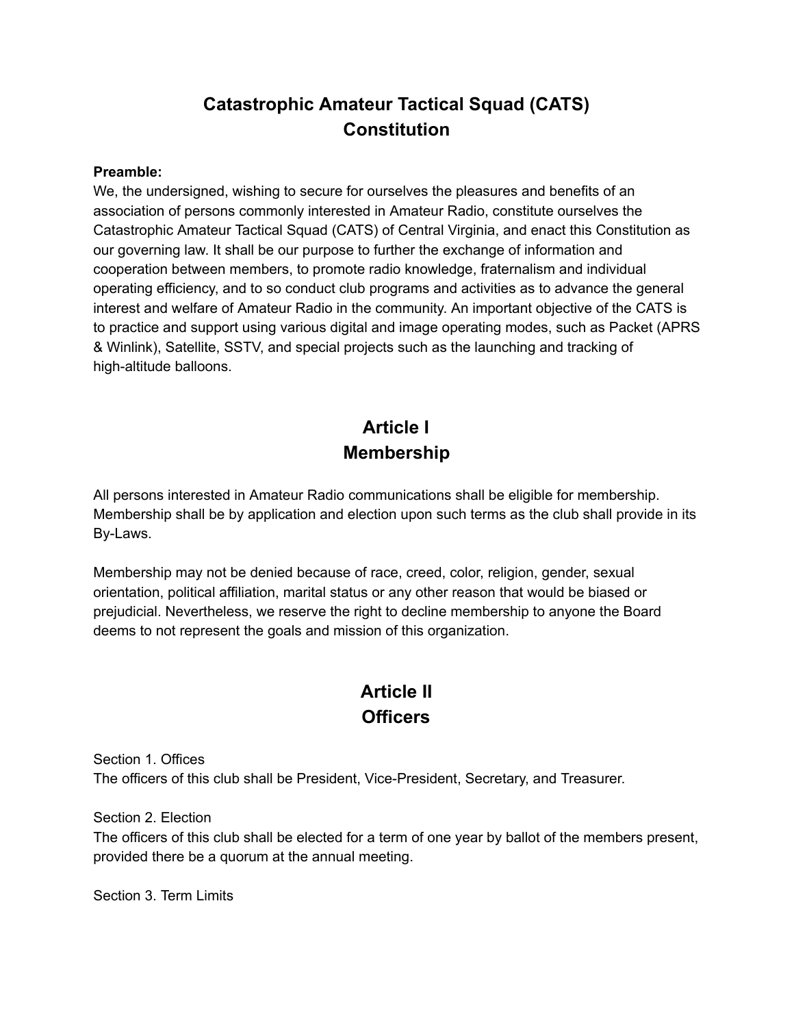# Catastrophic Amateur Tactical Squad (CATS) Constitution

**Preamble:**
We, the undersigned, wishing to secure for ourselves the pleasures and benefits of an association of persons commonly interested in Amateur Radio, constitute ourselves the Catastrophic Amateur Tactical Squad (CATS) of Central Virginia, and enact this Constitution as our governing law. It shall be our purpose to further the exchange of information and cooperation between members, to promote radio knowledge, fraternalism and individual operating efficiency, and to so conduct club programs and activities as to advance the general interest and welfare of Amateur Radio in the community. An important objective of the CATS is to practice and support using various digital and image operating modes, such as Packet (APRS & Winlink), Satellite, SSTV, and special projects such as the launching and tracking of high-altitude balloons.

## Article I
## Membership

All persons interested in Amateur Radio communications shall be eligible for membership. Membership shall be by application and election upon such terms as the club shall provide in its By-Laws.

Membership may not be denied because of race, creed, color, religion, gender, sexual orientation, political affiliation, marital status or any other reason that would be biased or prejudicial. Nevertheless, we reserve the right to decline membership to anyone the Board deems to not represent the goals and mission of this organization.

## Article II
## Officers

Section 1. Offices
The officers of this club shall be President, Vice-President, Secretary, and Treasurer.

Section 2. Election
The officers of this club shall be elected for a term of one year by ballot of the members present, provided there be a quorum at the annual meeting.

Section 3. Term Limits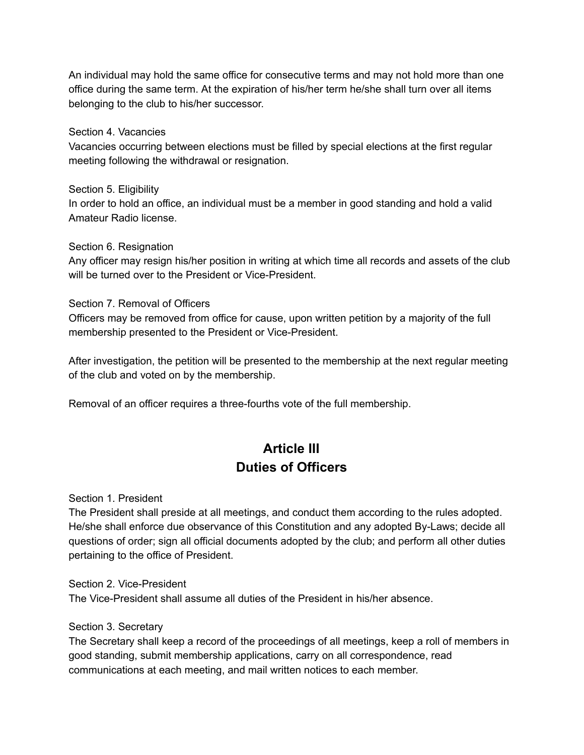An individual may hold the same office for consecutive terms and may not hold more than one office during the same term. At the expiration of his/her term he/she shall turn over all items belonging to the club to his/her successor.

Section 4. Vacancies
Vacancies occurring between elections must be filled by special elections at the first regular meeting following the withdrawal or resignation.

Section 5. Eligibility
In order to hold an office, an individual must be a member in good standing and hold a valid Amateur Radio license.

Section 6. Resignation
Any officer may resign his/her position in writing at which time all records and assets of the club will be turned over to the President or Vice-President.

Section 7. Removal of Officers
Officers may be removed from office for cause, upon written petition by a majority of the full membership presented to the President or Vice-President.

After investigation, the petition will be presented to the membership at the next regular meeting of the club and voted on by the membership.

Removal of an officer requires a three-fourths vote of the full membership.

## Article III
## Duties of Officers

Section 1. President
The President shall preside at all meetings, and conduct them according to the rules adopted. He/she shall enforce due observance of this Constitution and any adopted By-Laws; decide all questions of order; sign all official documents adopted by the club; and perform all other duties pertaining to the office of President.

Section 2. Vice-President
The Vice-President shall assume all duties of the President in his/her absence.

Section 3. Secretary
The Secretary shall keep a record of the proceedings of all meetings, keep a roll of members in good standing, submit membership applications, carry on all correspondence, read communications at each meeting, and mail written notices to each member.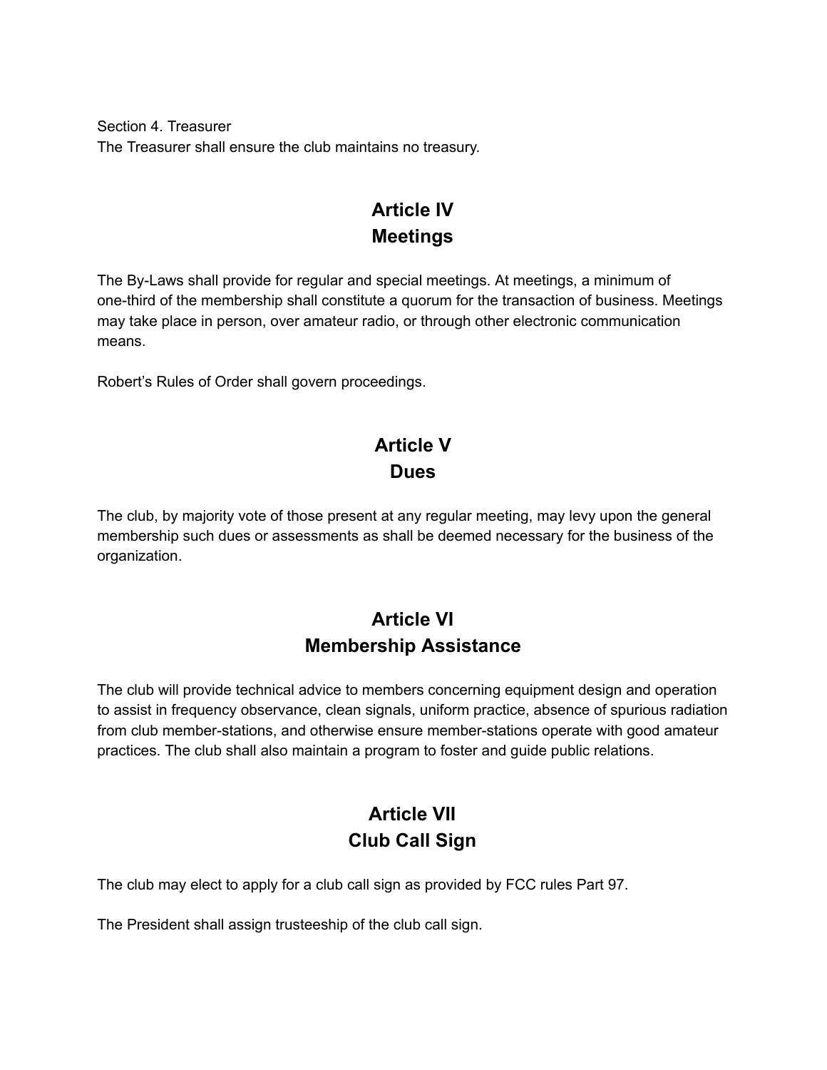Section 4. Treasurer
The Treasurer shall ensure the club maintains no treasury.

## Article IV
## Meetings

The By-Laws shall provide for regular and special meetings. At meetings, a minimum of one-third of the membership shall constitute a quorum for the transaction of business. Meetings may take place in person, over amateur radio, or through other electronic communication means.

Robert’s Rules of Order shall govern proceedings.

## Article V
## Dues

The club, by majority vote of those present at any regular meeting, may levy upon the general membership such dues or assessments as shall be deemed necessary for the business of the organization.

## Article VI
## Membership Assistance

The club will provide technical advice to members concerning equipment design and operation to assist in frequency observance, clean signals, uniform practice, absence of spurious radiation from club member-stations, and otherwise ensure member-stations operate with good amateur practices. The club shall also maintain a program to foster and guide public relations.

## Article VII
## Club Call Sign

The club may elect to apply for a club call sign as provided by FCC rules Part 97.

The President shall assign trusteeship of the club call sign.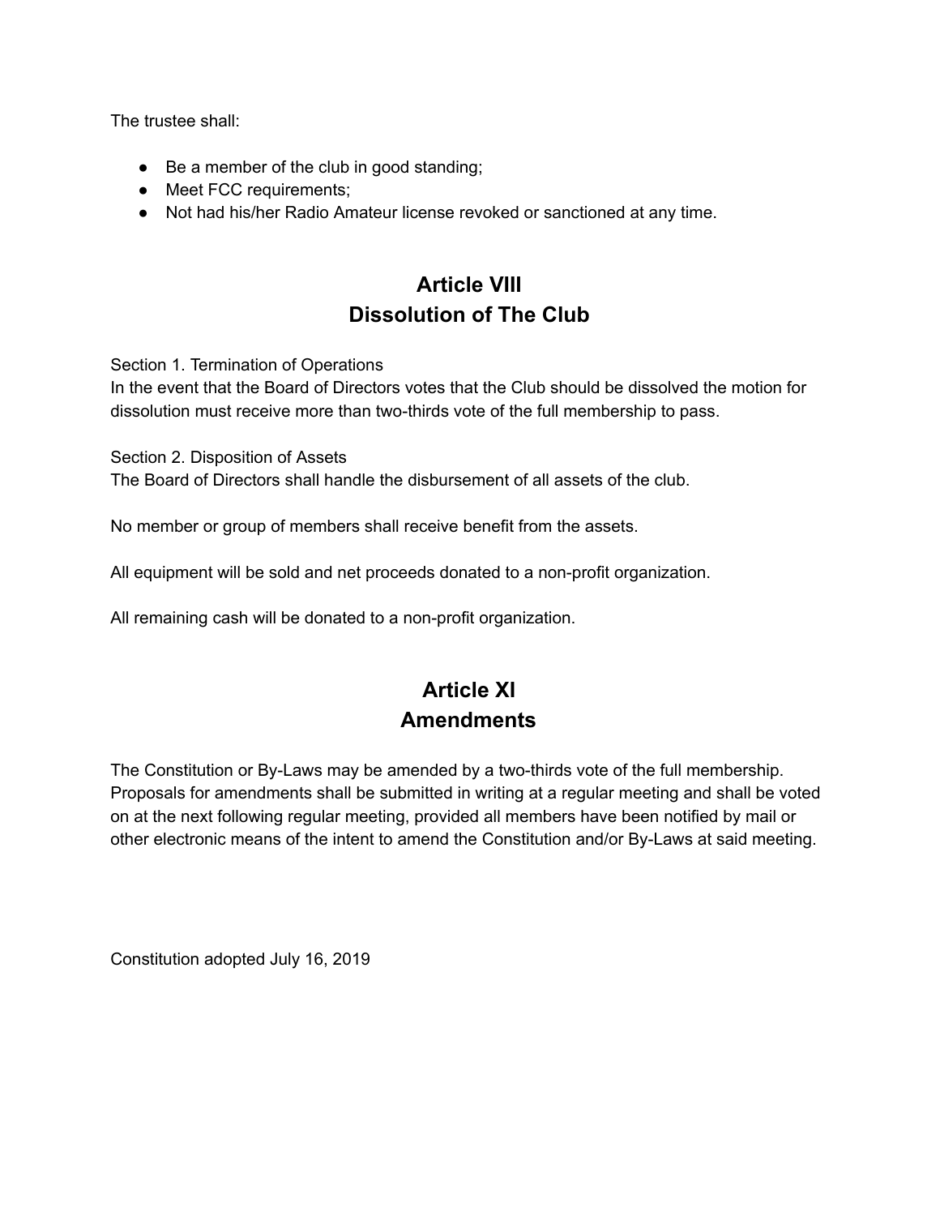The trustee shall:

- Be a member of the club in good standing;
- Meet FCC requirements;
- Not had his/her Radio Amateur license revoked or sanctioned at any time.

## Article VIII
## Dissolution of The Club

Section 1. Termination of Operations
In the event that the Board of Directors votes that the Club should be dissolved the motion for dissolution must receive more than two-thirds vote of the full membership to pass.

Section 2. Disposition of Assets
The Board of Directors shall handle the disbursement of all assets of the club.

No member or group of members shall receive benefit from the assets.

All equipment will be sold and net proceeds donated to a non-profit organization.

All remaining cash will be donated to a non-profit organization.

## Article XI
## Amendments

The Constitution or By-Laws may be amended by a two-thirds vote of the full membership. Proposals for amendments shall be submitted in writing at a regular meeting and shall be voted on at the next following regular meeting, provided all members have been notified by mail or other electronic means of the intent to amend the Constitution and/or By-Laws at said meeting.

Constitution adopted July 16, 2019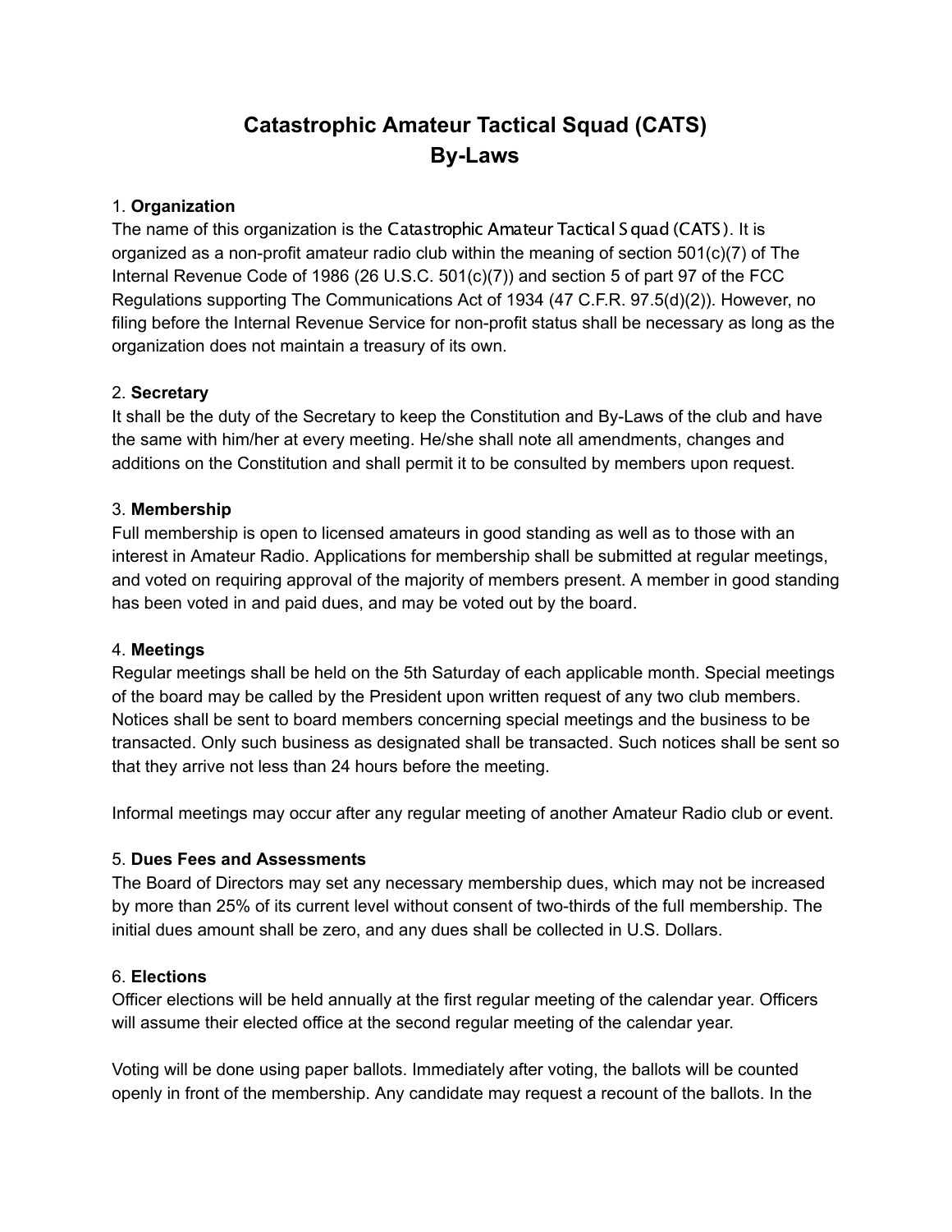# Catastrophic Amateur Tactical Squad (CATS)
# By-Laws

1. **Organization**
The name of this organization is the Catastrophic Amateur Tactical Squad (CATS). It is organized as a non-profit amateur radio club within the meaning of section 501(c)(7) of The Internal Revenue Code of 1986 (26 U.S.C. 501(c)(7)) and section 5 of part 97 of the FCC Regulations supporting The Communications Act of 1934 (47 C.F.R. 97.5(d)(2)). However, no filing before the Internal Revenue Service for non-profit status shall be necessary as long as the organization does not maintain a treasury of its own.

2. **Secretary**
It shall be the duty of the Secretary to keep the Constitution and By-Laws of the club and have the same with him/her at every meeting. He/she shall note all amendments, changes and additions on the Constitution and shall permit it to be consulted by members upon request.

3. **Membership**
Full membership is open to licensed amateurs in good standing as well as to those with an interest in Amateur Radio. Applications for membership shall be submitted at regular meetings, and voted on requiring approval of the majority of members present. A member in good standing has been voted in and paid dues, and may be voted out by the board.

4. **Meetings**
Regular meetings shall be held on the 5th Saturday of each applicable month. Special meetings of the board may be called by the President upon written request of any two club members. Notices shall be sent to board members concerning special meetings and the business to be transacted. Only such business as designated shall be transacted. Such notices shall be sent so that they arrive not less than 24 hours before the meeting.

Informal meetings may occur after any regular meeting of another Amateur Radio club or event.

5. **Dues Fees and Assessments**
The Board of Directors may set any necessary membership dues, which may not be increased by more than 25% of its current level without consent of two-thirds of the full membership. The initial dues amount shall be zero, and any dues shall be collected in U.S. Dollars.

6. **Elections**
Officer elections will be held annually at the first regular meeting of the calendar year. Officers will assume their elected office at the second regular meeting of the calendar year.

Voting will be done using paper ballots. Immediately after voting, the ballots will be counted openly in front of the membership. Any candidate may request a recount of the ballots. In the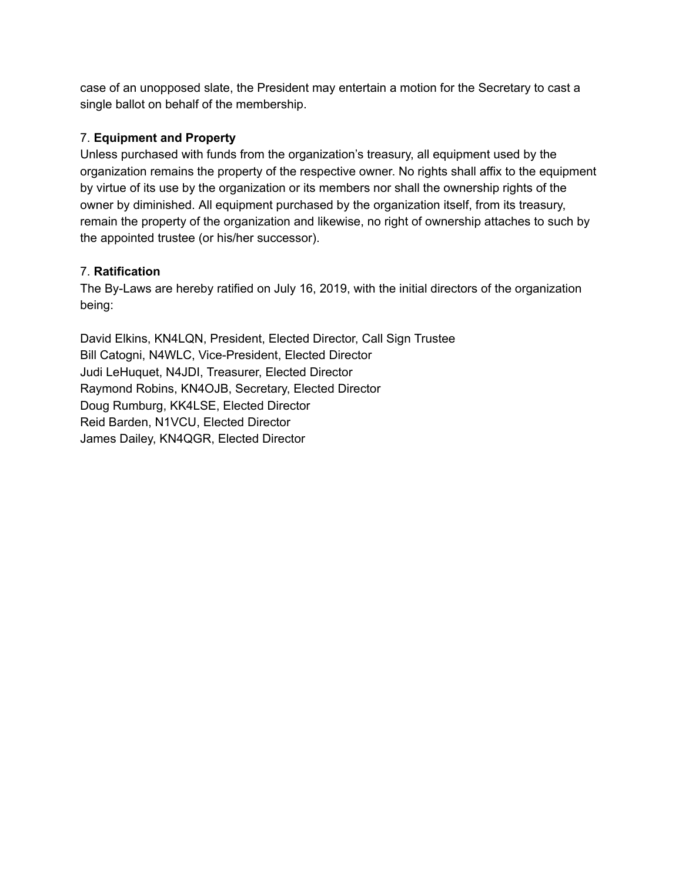case of an unopposed slate, the President may entertain a motion for the Secretary to cast a single ballot on behalf of the membership.

7. **Equipment and Property**

Unless purchased with funds from the organization's treasury, all equipment used by the organization remains the property of the respective owner. No rights shall affix to the equipment by virtue of its use by the organization or its members nor shall the ownership rights of the owner by diminished. All equipment purchased by the organization itself, from its treasury, remain the property of the organization and likewise, no right of ownership attaches to such by the appointed trustee (or his/her successor).

7. **Ratification**

The By-Laws are hereby ratified on July 16, 2019, with the initial directors of the organization being:

David Elkins, KN4LQN, President, Elected Director, Call Sign Trustee
Bill Catogni, N4WLC, Vice-President, Elected Director
Judi LeHuquet, N4JDI, Treasurer, Elected Director
Raymond Robins, KN4OJB, Secretary, Elected Director
Doug Rumburg, KK4LSE, Elected Director
Reid Barden, N1VCU, Elected Director
James Dailey, KN4QGR, Elected Director